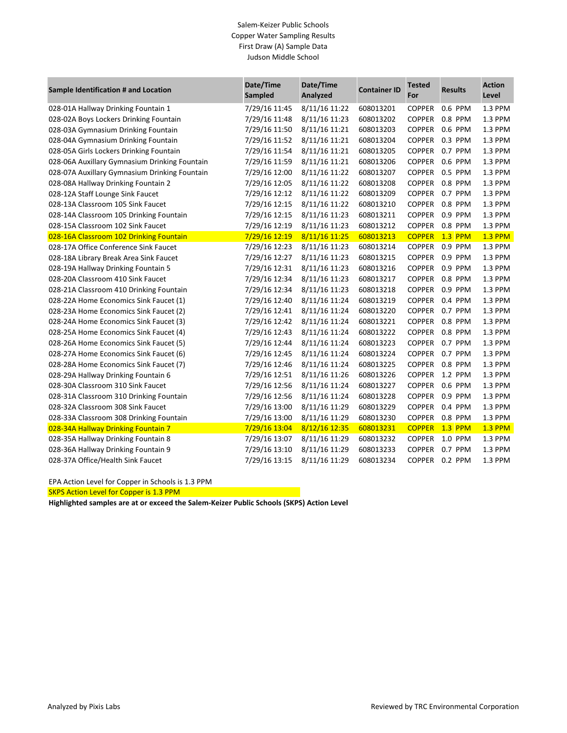Salem-Keizer Public Schools
Copper Water Sampling Results
First Draw (A) Sample Data
Judson Middle School

| Sample Identification # and Location | Date/Time Sampled | Date/Time Analyzed | Container ID | Tested For | Results | Action Level |
|---|---|---|---|---|---|---|
| 028-01A Hallway Drinking Fountain 1 | 7/29/16 11:45 | 8/11/16 11:22 | 608013201 | COPPER | 0.6 PPM | 1.3 PPM |
| 028-02A Boys Lockers Drinking Fountain | 7/29/16 11:48 | 8/11/16 11:23 | 608013202 | COPPER | 0.8 PPM | 1.3 PPM |
| 028-03A Gymnasium Drinking Fountain | 7/29/16 11:50 | 8/11/16 11:21 | 608013203 | COPPER | 0.6 PPM | 1.3 PPM |
| 028-04A Gymnasium Drinking Fountain | 7/29/16 11:52 | 8/11/16 11:21 | 608013204 | COPPER | 0.3 PPM | 1.3 PPM |
| 028-05A Girls Lockers Drinking Fountain | 7/29/16 11:54 | 8/11/16 11:21 | 608013205 | COPPER | 0.7 PPM | 1.3 PPM |
| 028-06A Auxillary Gymnasium Drinking Fountain | 7/29/16 11:59 | 8/11/16 11:21 | 608013206 | COPPER | 0.6 PPM | 1.3 PPM |
| 028-07A Auxillary Gymnasium Drinking Fountain | 7/29/16 12:00 | 8/11/16 11:22 | 608013207 | COPPER | 0.5 PPM | 1.3 PPM |
| 028-08A Hallway Drinking Fountain 2 | 7/29/16 12:05 | 8/11/16 11:22 | 608013208 | COPPER | 0.8 PPM | 1.3 PPM |
| 028-12A Staff Lounge Sink Faucet | 7/29/16 12:12 | 8/11/16 11:22 | 608013209 | COPPER | 0.7 PPM | 1.3 PPM |
| 028-13A Classroom 105 Sink Faucet | 7/29/16 12:15 | 8/11/16 11:22 | 608013210 | COPPER | 0.8 PPM | 1.3 PPM |
| 028-14A Classroom 105 Drinking Fountain | 7/29/16 12:15 | 8/11/16 11:23 | 608013211 | COPPER | 0.9 PPM | 1.3 PPM |
| 028-15A Classroom 102 Sink Faucet | 7/29/16 12:19 | 8/11/16 11:23 | 608013212 | COPPER | 0.8 PPM | 1.3 PPM |
| 028-16A Classroom 102 Drinking Fountain | 7/29/16 12:19 | 8/11/16 11:25 | 608013213 | COPPER | 1.3 PPM | 1.3 PPM |
| 028-17A Office Conference Sink Faucet | 7/29/16 12:23 | 8/11/16 11:23 | 608013214 | COPPER | 0.9 PPM | 1.3 PPM |
| 028-18A Library Break Area Sink Faucet | 7/29/16 12:27 | 8/11/16 11:23 | 608013215 | COPPER | 0.9 PPM | 1.3 PPM |
| 028-19A Hallway Drinking Fountain 5 | 7/29/16 12:31 | 8/11/16 11:23 | 608013216 | COPPER | 0.9 PPM | 1.3 PPM |
| 028-20A Classroom 410 Sink Faucet | 7/29/16 12:34 | 8/11/16 11:23 | 608013217 | COPPER | 0.8 PPM | 1.3 PPM |
| 028-21A Classroom 410 Drinking Fountain | 7/29/16 12:34 | 8/11/16 11:23 | 608013218 | COPPER | 0.9 PPM | 1.3 PPM |
| 028-22A Home Economics Sink Faucet (1) | 7/29/16 12:40 | 8/11/16 11:24 | 608013219 | COPPER | 0.4 PPM | 1.3 PPM |
| 028-23A Home Economics Sink Faucet (2) | 7/29/16 12:41 | 8/11/16 11:24 | 608013220 | COPPER | 0.7 PPM | 1.3 PPM |
| 028-24A Home Economics Sink Faucet (3) | 7/29/16 12:42 | 8/11/16 11:24 | 608013221 | COPPER | 0.8 PPM | 1.3 PPM |
| 028-25A Home Economics Sink Faucet (4) | 7/29/16 12:43 | 8/11/16 11:24 | 608013222 | COPPER | 0.8 PPM | 1.3 PPM |
| 028-26A Home Economics Sink Faucet (5) | 7/29/16 12:44 | 8/11/16 11:24 | 608013223 | COPPER | 0.7 PPM | 1.3 PPM |
| 028-27A Home Economics Sink Faucet (6) | 7/29/16 12:45 | 8/11/16 11:24 | 608013224 | COPPER | 0.7 PPM | 1.3 PPM |
| 028-28A Home Economics Sink Faucet (7) | 7/29/16 12:46 | 8/11/16 11:24 | 608013225 | COPPER | 0.8 PPM | 1.3 PPM |
| 028-29A Hallway Drinking Fountain 6 | 7/29/16 12:51 | 8/11/16 11:26 | 608013226 | COPPER | 1.2 PPM | 1.3 PPM |
| 028-30A Classroom 310 Sink Faucet | 7/29/16 12:56 | 8/11/16 11:24 | 608013227 | COPPER | 0.6 PPM | 1.3 PPM |
| 028-31A Classroom 310 Drinking Fountain | 7/29/16 12:56 | 8/11/16 11:24 | 608013228 | COPPER | 0.9 PPM | 1.3 PPM |
| 028-32A Classroom 308 Sink Faucet | 7/29/16 13:00 | 8/11/16 11:29 | 608013229 | COPPER | 0.4 PPM | 1.3 PPM |
| 028-33A Classroom 308 Drinking Fountain | 7/29/16 13:00 | 8/11/16 11:29 | 608013230 | COPPER | 0.8 PPM | 1.3 PPM |
| 028-34A Hallway Drinking Fountain 7 | 7/29/16 13:04 | 8/12/16 12:35 | 608013231 | COPPER | 1.3 PPM | 1.3 PPM |
| 028-35A Hallway Drinking Fountain 8 | 7/29/16 13:07 | 8/11/16 11:29 | 608013232 | COPPER | 1.0 PPM | 1.3 PPM |
| 028-36A Hallway Drinking Fountain 9 | 7/29/16 13:10 | 8/11/16 11:29 | 608013233 | COPPER | 0.7 PPM | 1.3 PPM |
| 028-37A Office/Health Sink Faucet | 7/29/16 13:15 | 8/11/16 11:29 | 608013234 | COPPER | 0.2 PPM | 1.3 PPM |

EPA Action Level for Copper in Schools is 1.3 PPM

SKPS Action Level for Copper is 1.3 PPM

**Highlighted samples are at or exceed the Salem-Keizer Public Schools (SKPS) Action Level**

Analyzed by Pixis Labs

Reviewed by TRC Environmental Corporation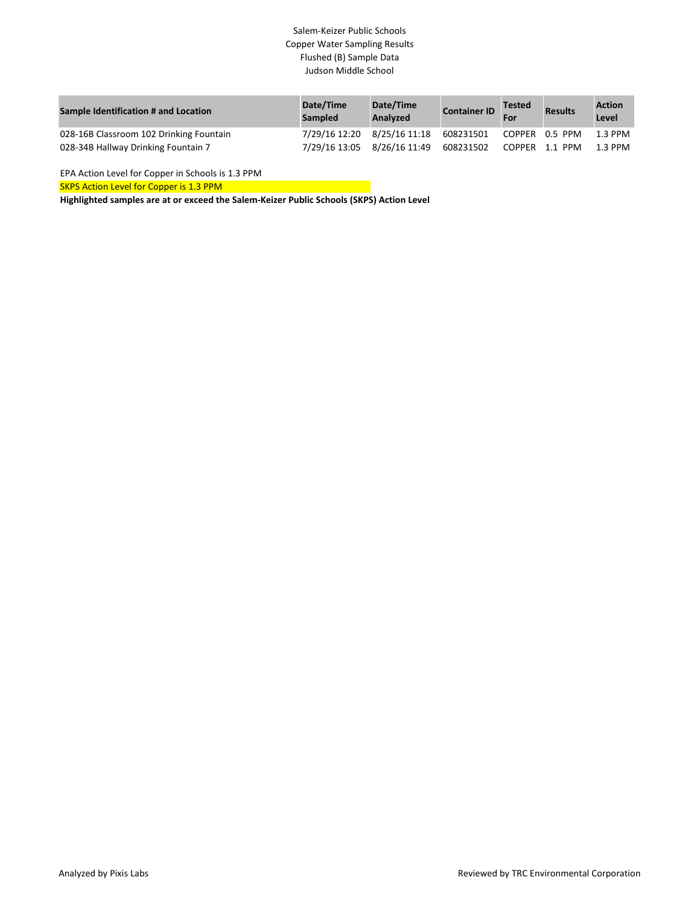Salem-Keizer Public Schools
Copper Water Sampling Results
Flushed (B) Sample Data
Judson Middle School

| Sample Identification # and Location | Date/Time Sampled | Date/Time Analyzed | Container ID | Tested For | Results | Action Level |
|---|---|---|---|---|---|---|
| 028-16B Classroom 102 Drinking Fountain | 7/29/16 12:20 | 8/25/16 11:18 | 608231501 | COPPER | 0.5 PPM | 1.3 PPM |
| 028-34B Hallway Drinking Fountain 7 | 7/29/16 13:05 | 8/26/16 11:49 | 608231502 | COPPER | 1.1 PPM | 1.3 PPM |

EPA Action Level for Copper in Schools is 1.3 PPM

SKPS Action Level for Copper is 1.3 PPM

**Highlighted samples are at or exceed the Salem-Keizer Public Schools (SKPS) Action Level**

Analyzed by Pixis Labs

Reviewed by TRC Environmental Corporation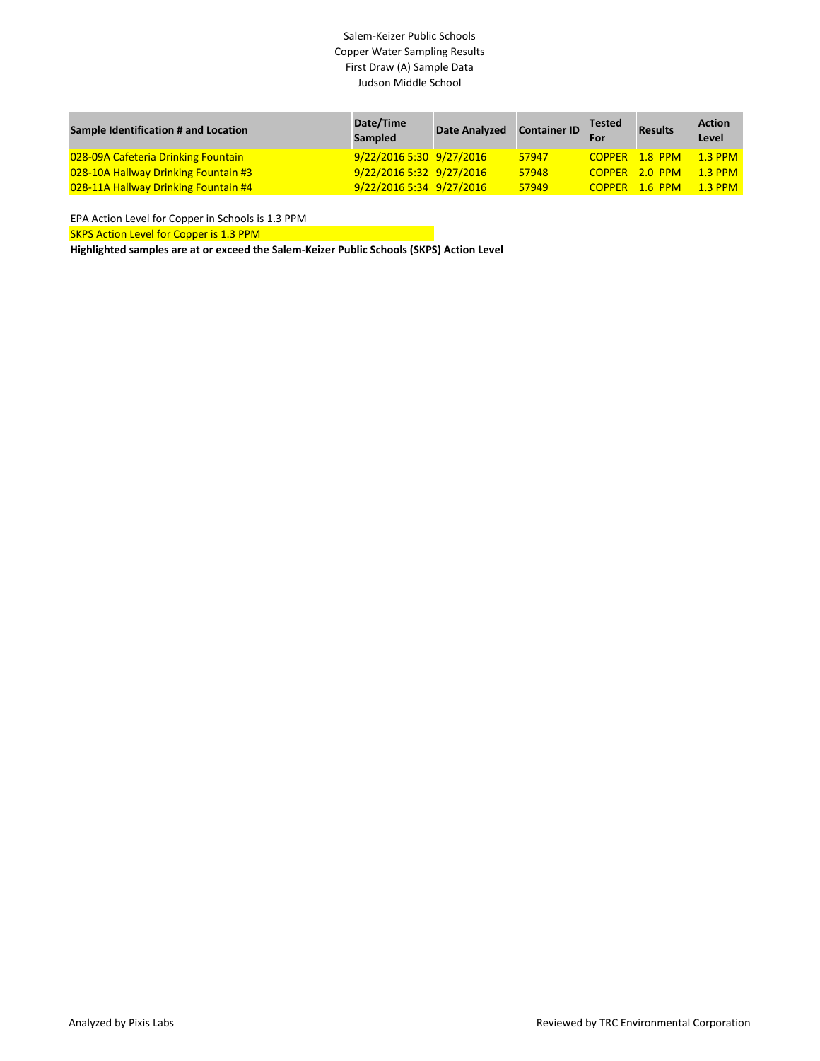Salem-Keizer Public Schools
Copper Water Sampling Results
First Draw (A) Sample Data
Judson Middle School

| Sample Identification # and Location | Date/Time Sampled | Date Analyzed | Container ID | Tested For | Results | Action Level |
|---|---|---|---|---|---|---|
| 028-09A Cafeteria Drinking Fountain | 9/22/2016 5:30 | 9/27/2016 | 57947 | COPPER | 1.8 PPM | 1.3 PPM |
| 028-10A Hallway Drinking Fountain #3 | 9/22/2016 5:32 | 9/27/2016 | 57948 | COPPER | 2.0 PPM | 1.3 PPM |
| 028-11A Hallway Drinking Fountain #4 | 9/22/2016 5:34 | 9/27/2016 | 57949 | COPPER | 1.6 PPM | 1.3 PPM |

EPA Action Level for Copper in Schools is 1.3 PPM

SKPS Action Level for Copper is 1.3 PPM

**Highlighted samples are at or exceed the Salem-Keizer Public Schools (SKPS) Action Level**

Analyzed by Pixis Labs

Reviewed by TRC Environmental Corporation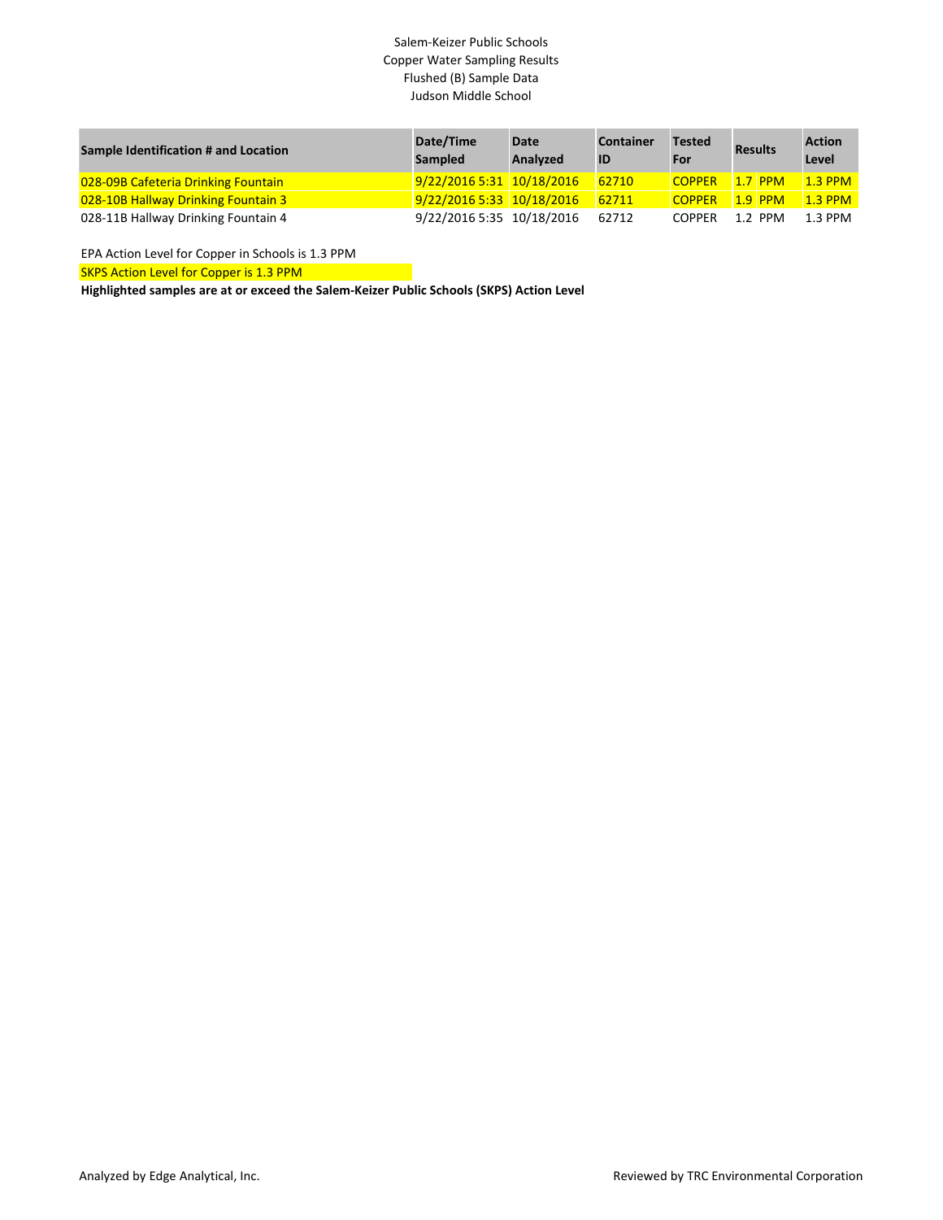Salem-Keizer Public Schools
Copper Water Sampling Results
Flushed (B) Sample Data
Judson Middle School

| Sample Identification # and Location | Date/Time Sampled | Date Analyzed | Container ID | Tested For | Results | Action Level |
|---|---|---|---|---|---|---|
| 028-09B Cafeteria Drinking Fountain | 9/22/2016 5:31 | 10/18/2016 | 62710 | COPPER | 1.7 PPM | 1.3 PPM |
| 028-10B Hallway Drinking Fountain 3 | 9/22/2016 5:33 | 10/18/2016 | 62711 | COPPER | 1.9 PPM | 1.3 PPM |
| 028-11B Hallway Drinking Fountain 4 | 9/22/2016 5:35 | 10/18/2016 | 62712 | COPPER | 1.2 PPM | 1.3 PPM |

EPA Action Level for Copper in Schools is 1.3 PPM

SKPS Action Level for Copper is 1.3 PPM

**Highlighted samples are at or exceed the Salem-Keizer Public Schools (SKPS) Action Level**

Analyzed by Edge Analytical, Inc.

Reviewed by TRC Environmental Corporation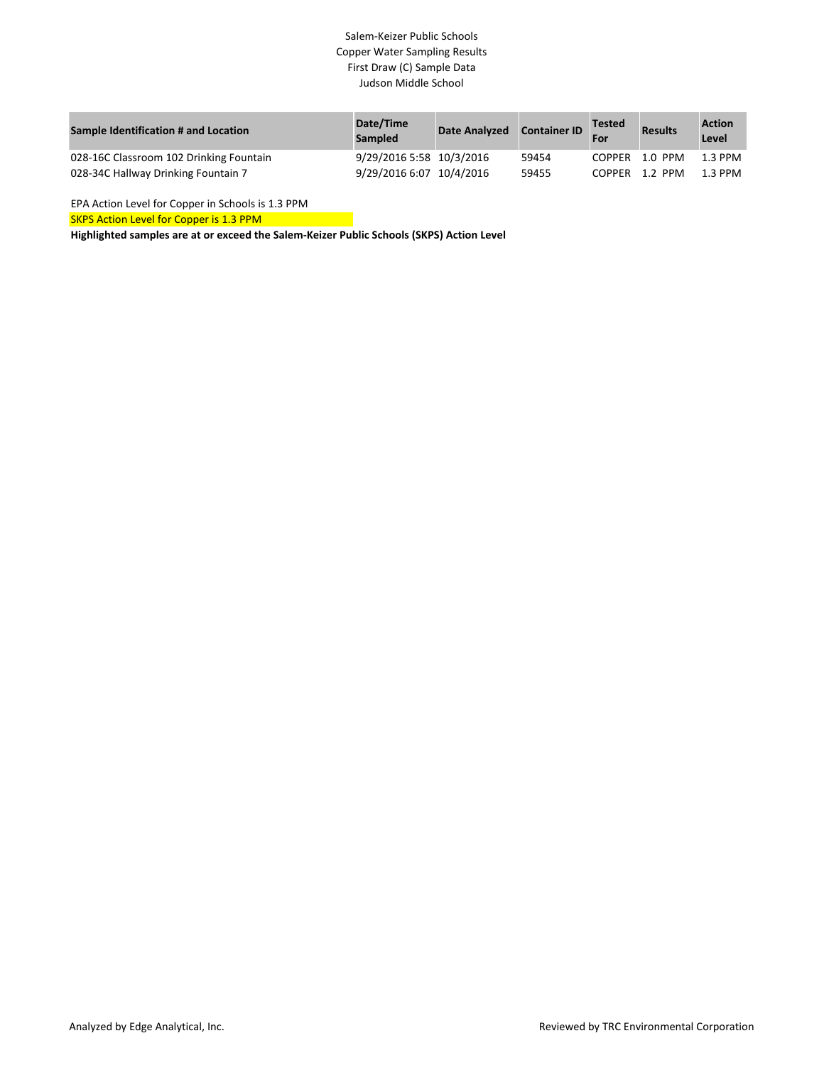Salem-Keizer Public Schools
Copper Water Sampling Results
First Draw (C) Sample Data
Judson Middle School

| Sample Identification # and Location | Date/Time Sampled | Date Analyzed | Container ID | Tested For | Results | Action Level |
|---|---|---|---|---|---|---|
| 028-16C Classroom 102 Drinking Fountain | 9/29/2016 5:58 | 10/3/2016 | 59454 | COPPER | 1.0 PPM | 1.3 PPM |
| 028-34C Hallway Drinking Fountain 7 | 9/29/2016 6:07 | 10/4/2016 | 59455 | COPPER | 1.2 PPM | 1.3 PPM |

EPA Action Level for Copper in Schools is 1.3 PPM

SKPS Action Level for Copper is 1.3 PPM

**Highlighted samples are at or exceed the Salem-Keizer Public Schools (SKPS) Action Level**

Analyzed by Edge Analytical, Inc.

Reviewed by TRC Environmental Corporation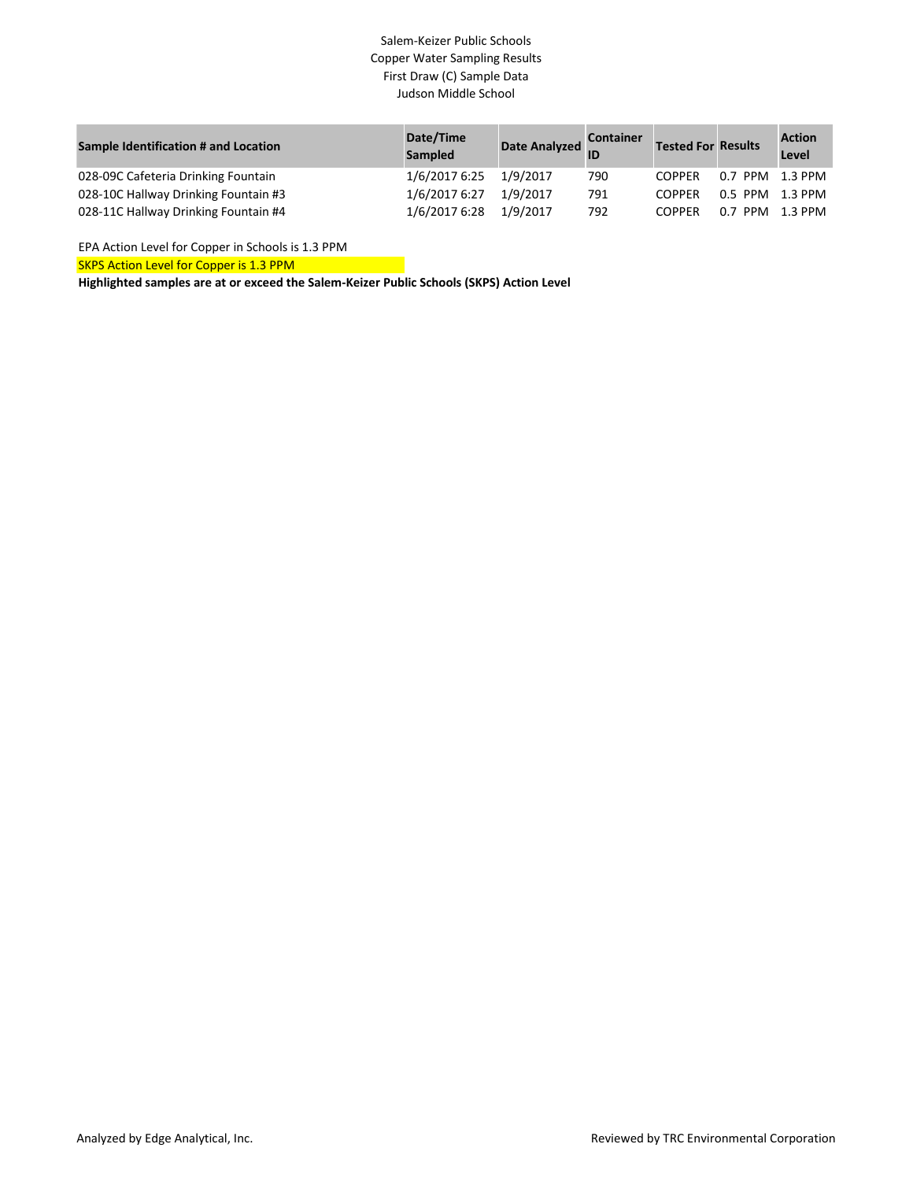Salem-Keizer Public Schools
Copper Water Sampling Results
First Draw (C) Sample Data
Judson Middle School

| Sample Identification # and Location | Date/Time Sampled | Date Analyzed | Container ID | Tested For | Results | Action Level |
|---|---|---|---|---|---|---|
| 028-09C Cafeteria Drinking Fountain | 1/6/2017 6:25 | 1/9/2017 | 790 | COPPER | 0.7 PPM | 1.3 PPM |
| 028-10C Hallway Drinking Fountain #3 | 1/6/2017 6:27 | 1/9/2017 | 791 | COPPER | 0.5 PPM | 1.3 PPM |
| 028-11C Hallway Drinking Fountain #4 | 1/6/2017 6:28 | 1/9/2017 | 792 | COPPER | 0.7 PPM | 1.3 PPM |

EPA Action Level for Copper in Schools is 1.3 PPM

SKPS Action Level for Copper is 1.3 PPM

**Highlighted samples are at or exceed the Salem-Keizer Public Schools (SKPS) Action Level**

Analyzed by Edge Analytical, Inc.

Reviewed by TRC Environmental Corporation